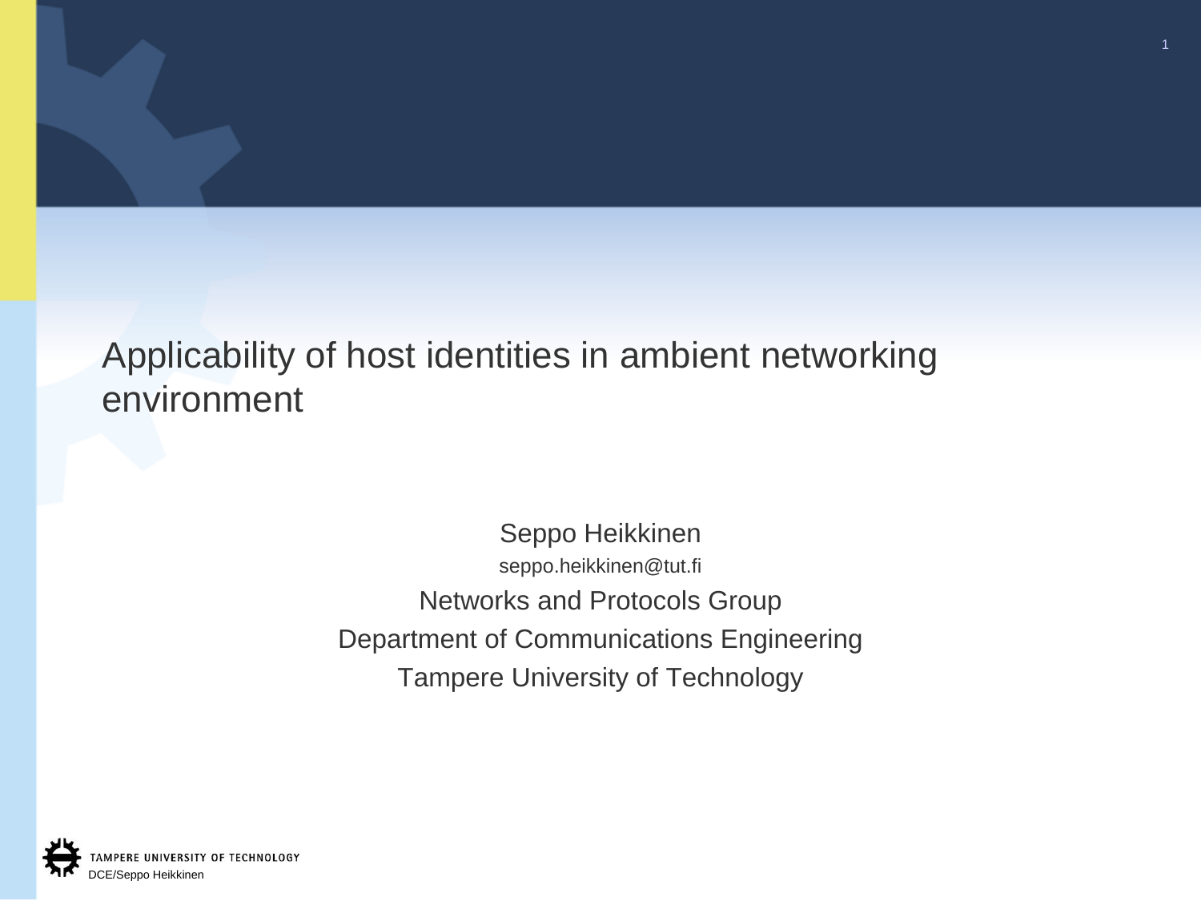# Applicability of host identities in ambient networking environment

Seppo Heikkinen

seppo.heikkinen@tut.fi

Networks and Protocols Group

Department of Communications Engineering

Tampere University of Technology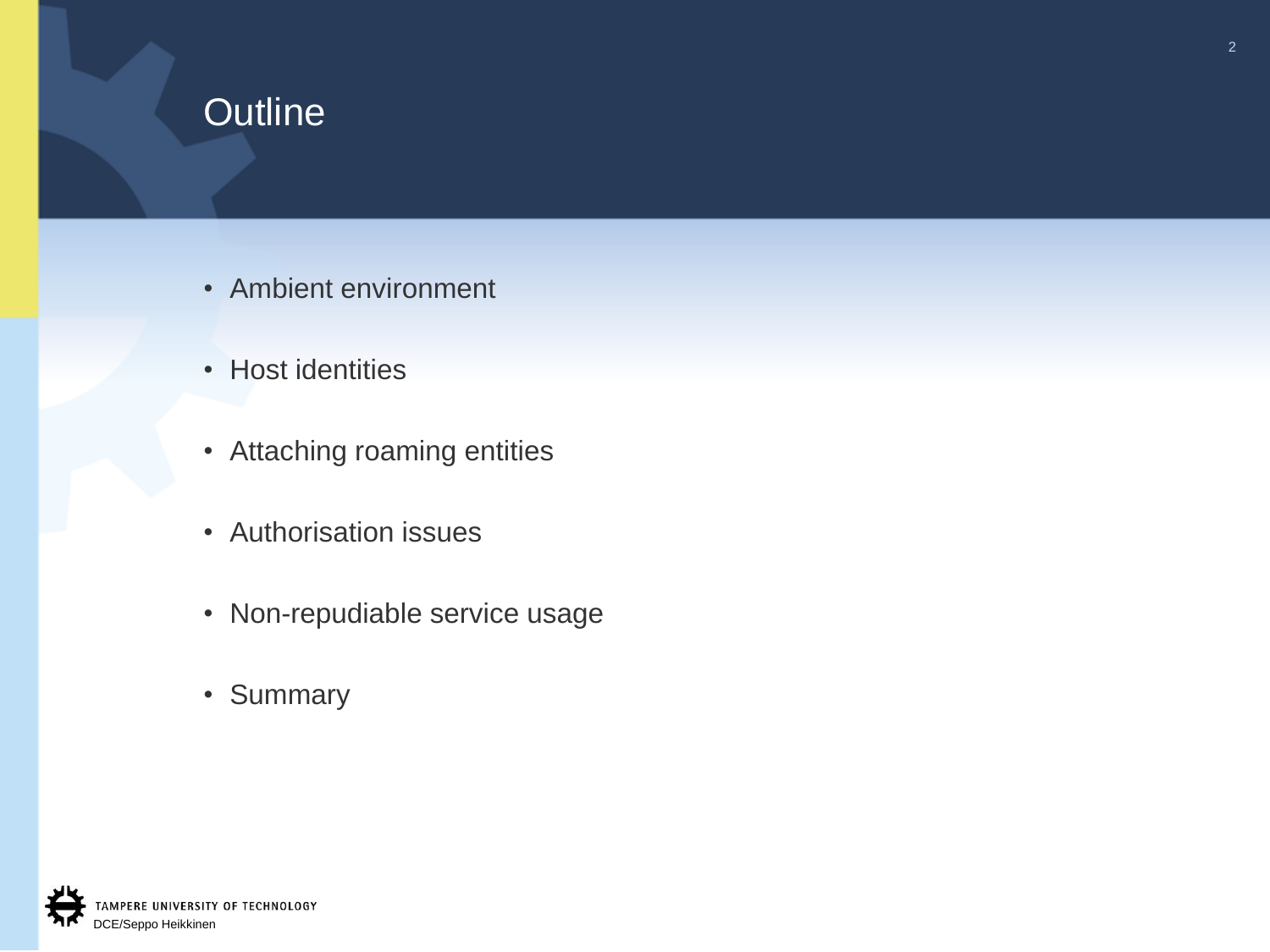# Outline

- Ambient environment
- Host identities
- Attaching roaming entities
- Authorisation issues
- Non-repudiable service usage
- Summary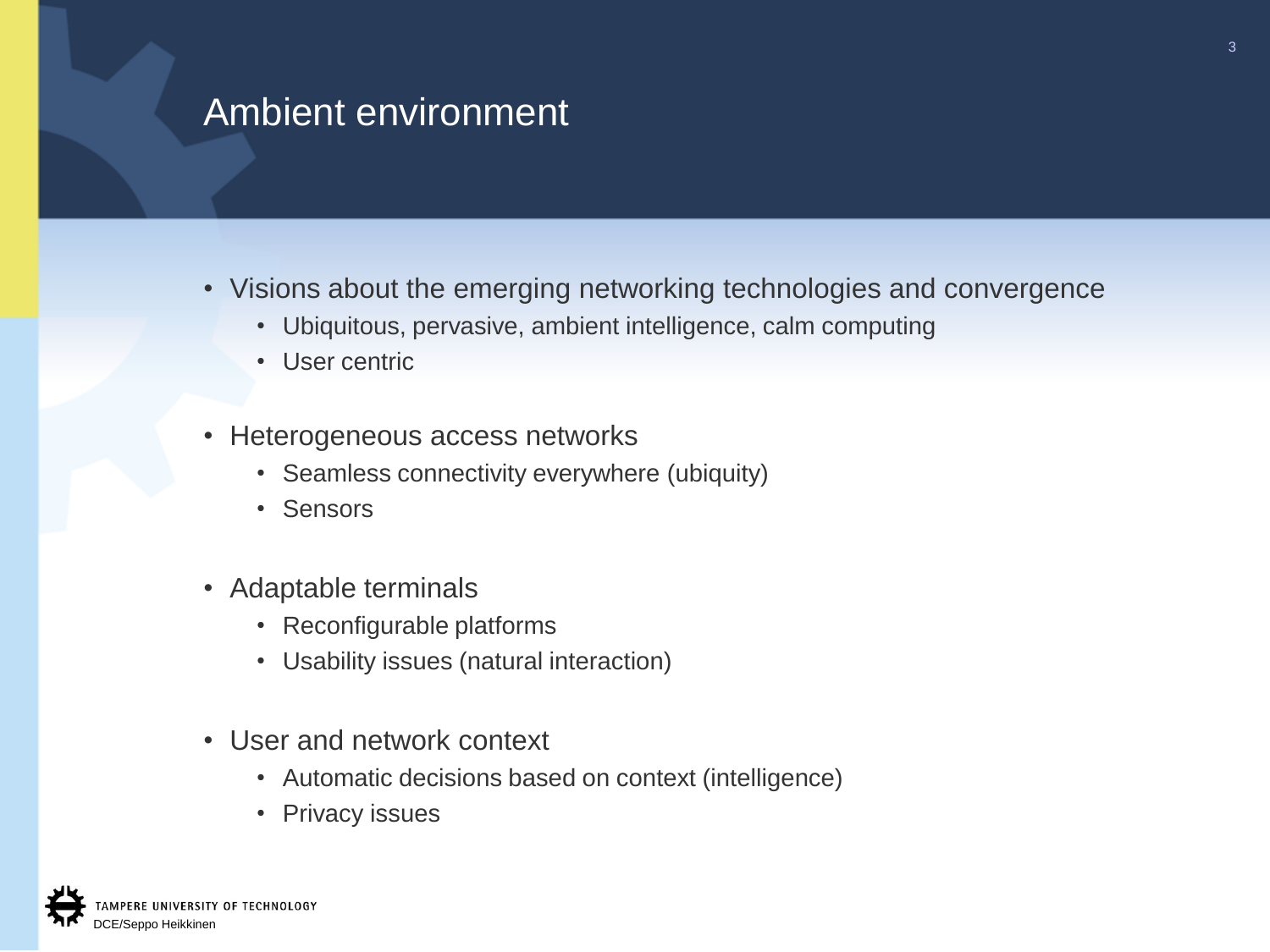# Ambient environment

- Visions about the emerging networking technologies and convergence
  - Ubiquitous, pervasive, ambient intelligence, calm computing
  - User centric
- Heterogeneous access networks
  - Seamless connectivity everywhere (ubiquity)
  - Sensors
- Adaptable terminals
  - Reconfigurable platforms
  - Usability issues (natural interaction)
- User and network context
  - Automatic decisions based on context (intelligence)
  - Privacy issues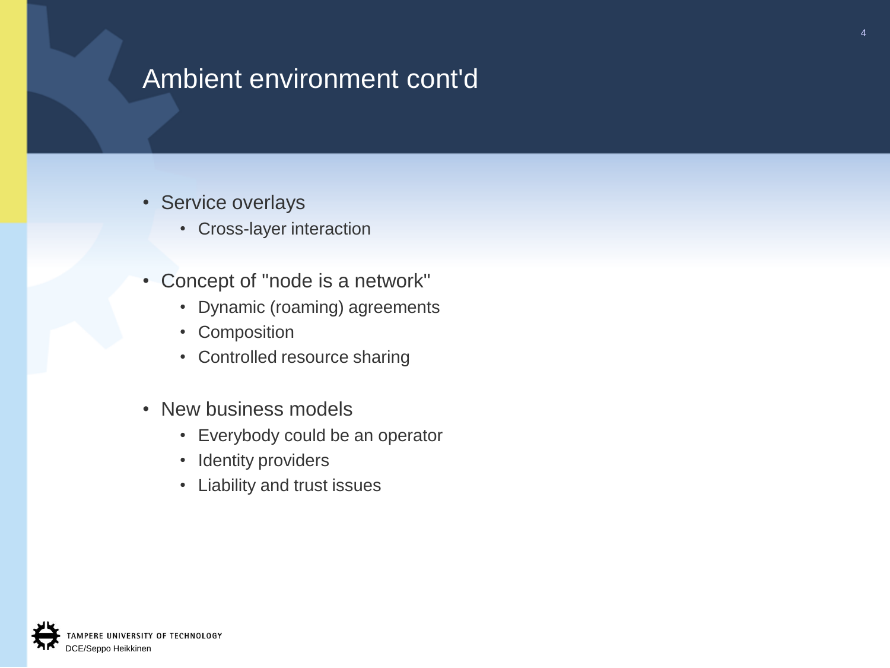# Ambient environment cont'd

- Service overlays
  - Cross-layer interaction
- Concept of "node is a network"
  - Dynamic (roaming) agreements
  - Composition
  - Controlled resource sharing
- New business models
  - Everybody could be an operator
  - Identity providers
  - Liability and trust issues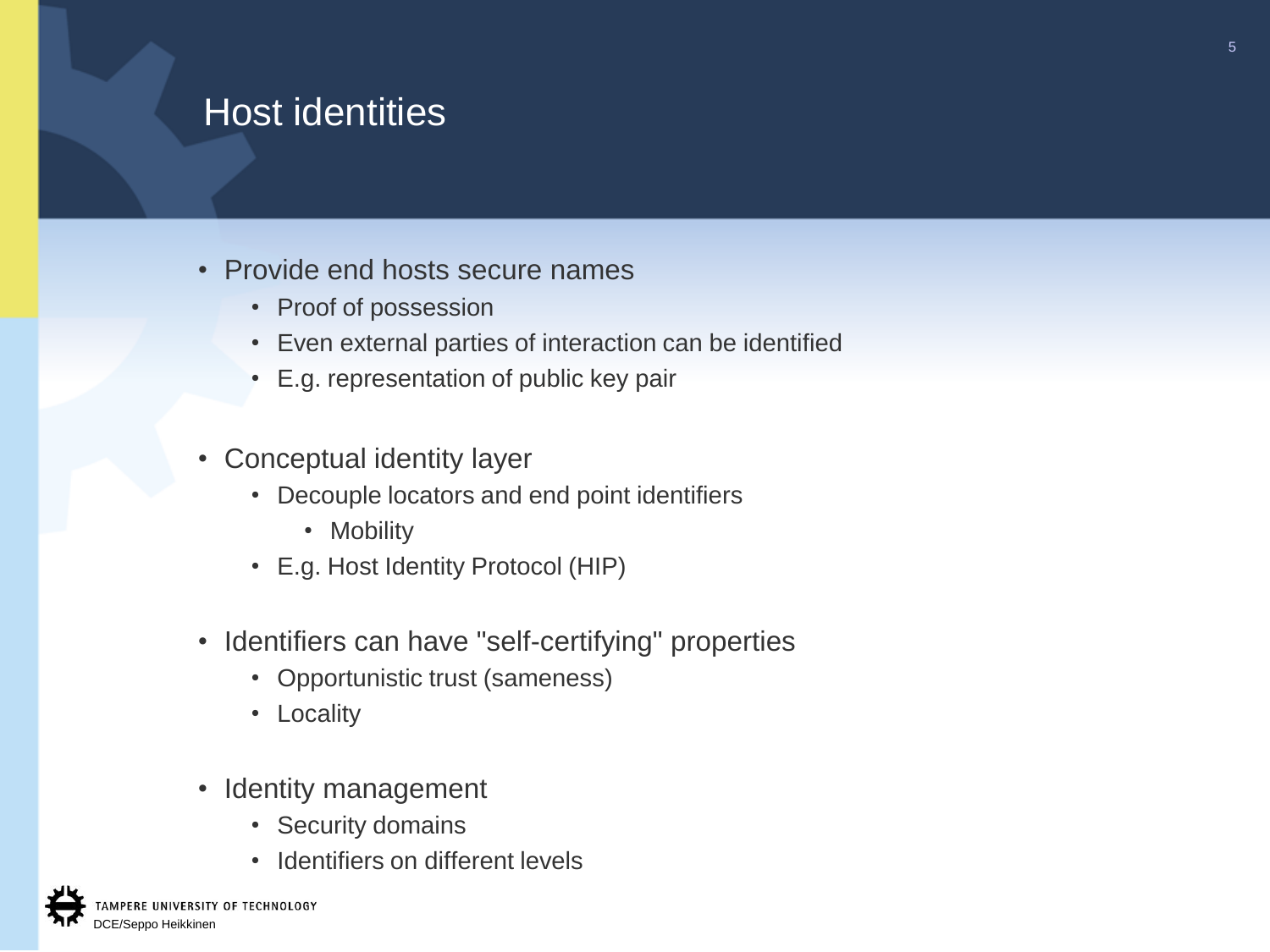# Host identities

- Provide end hosts secure names
  - Proof of possession
  - Even external parties of interaction can be identified
  - E.g. representation of public key pair
- Conceptual identity layer
  - Decouple locators and end point identifiers
    - Mobility
  - E.g. Host Identity Protocol (HIP)
- Identifiers can have "self-certifying" properties
  - Opportunistic trust (sameness)
  - Locality
- Identity management
  - Security domains
  - Identifiers on different levels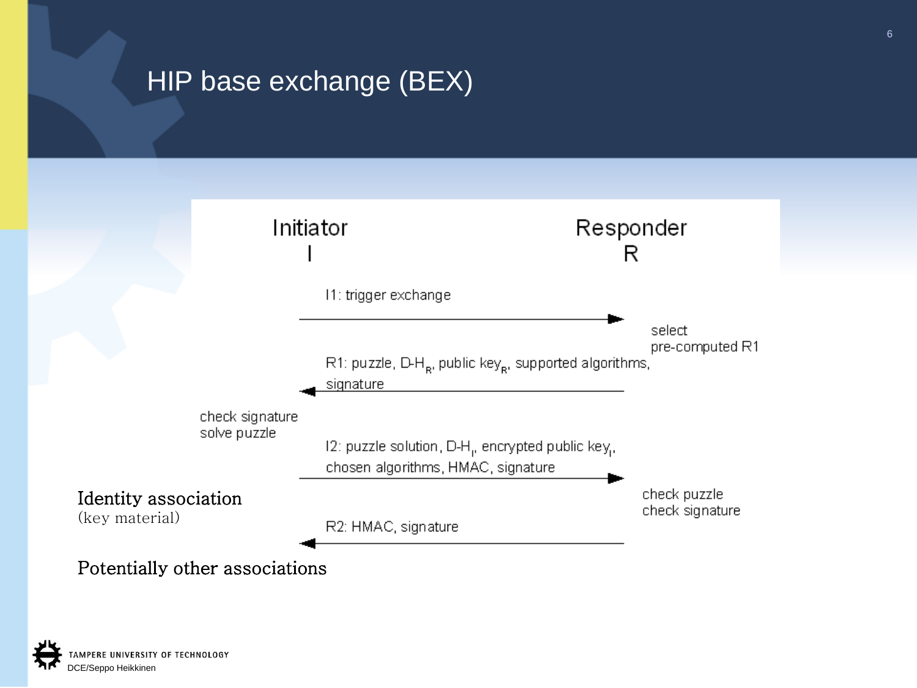# HIP base exchange (BEX)

Initiator
I

Responder
R

I1: trigger exchange

select
pre-computed R1

R1: puzzle, D-H$_R$, public key$_R$, supported algorithms, signature

check signature
solve puzzle

I2: puzzle solution, D-H$_I$, encrypted public key$_I$, chosen algorithms, HMAC, signature

check puzzle
check signature

R2: HMAC, signature

Identity association
(key material)

Potentially other associations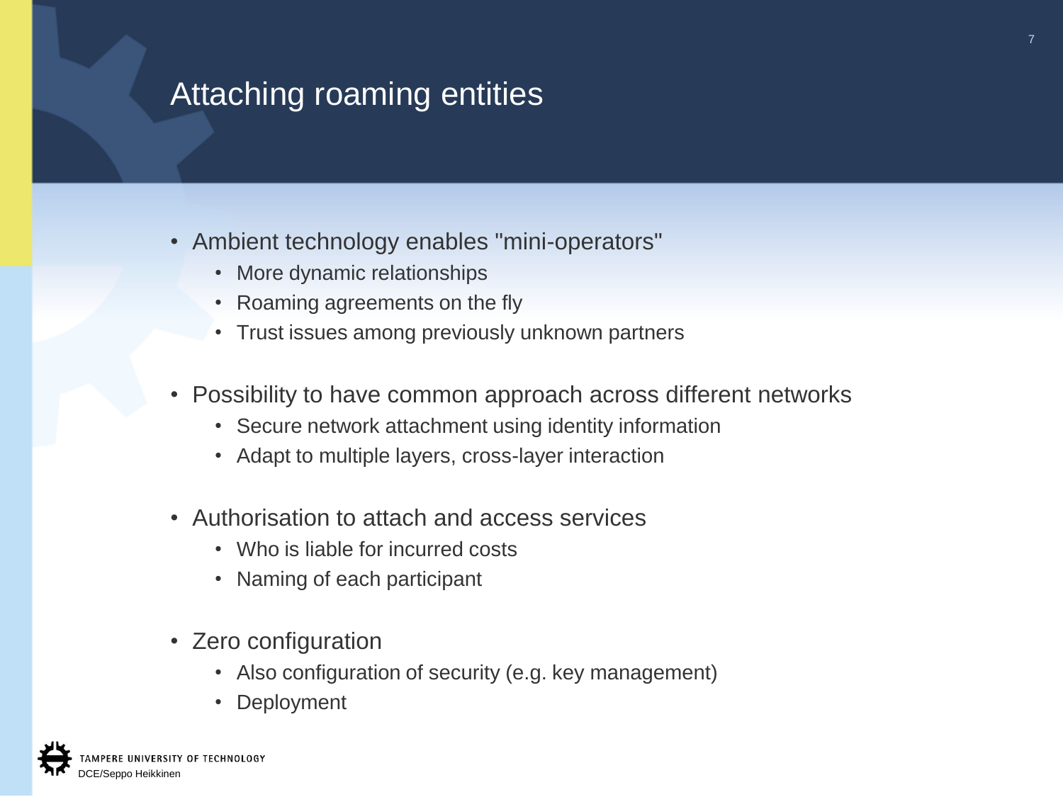# Attaching roaming entities

- Ambient technology enables "mini-operators"
  - More dynamic relationships
  - Roaming agreements on the fly
  - Trust issues among previously unknown partners
- Possibility to have common approach across different networks
  - Secure network attachment using identity information
  - Adapt to multiple layers, cross-layer interaction
- Authorisation to attach and access services
  - Who is liable for incurred costs
  - Naming of each participant
- Zero configuration
  - Also configuration of security (e.g. key management)
  - Deployment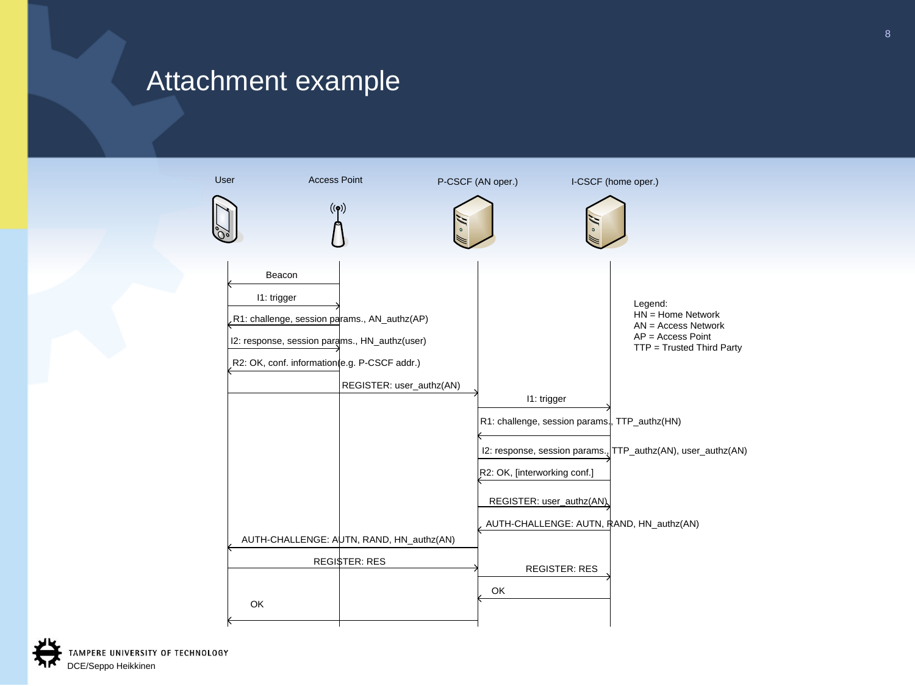# Attachment example

User | Access Point | P-CSCF (AN oper.) | I-CSCF (home oper.)

- Beacon (Access Point → User)
- I1: trigger (User → Access Point)
- R1: challenge, session params., AN_authz(AP) (Access Point → User)
- I2: response, session params., HN_authz(user) (User → Access Point)
- R2: OK, conf. information (e.g. P-CSCF addr.) (Access Point → User)
- REGISTER: user_authz(AN) (User → P-CSCF)
- I1: trigger (P-CSCF → I-CSCF)
- R1: challenge, session params., TTP_authz(HN) (I-CSCF → P-CSCF)
- I2: response, session params., TTP_authz(AN), user_authz(AN) (P-CSCF → I-CSCF)
- R2: OK, [interworking conf.] (I-CSCF → P-CSCF)
- REGISTER: user_authz(AN) (P-CSCF → I-CSCF)
- AUTH-CHALLENGE: AUTN, RAND, HN_authz(AN) (I-CSCF → P-CSCF)
- AUTH-CHALLENGE: AUTN, RAND, HN_authz(AN) (P-CSCF → User)
- REGISTER: RES (User → P-CSCF)
- REGISTER: RES (P-CSCF → I-CSCF)
- OK (I-CSCF → P-CSCF)
- OK (P-CSCF → User)

Legend:
HN = Home Network
AN = Access Network
AP = Access Point
TTP = Trusted Third Party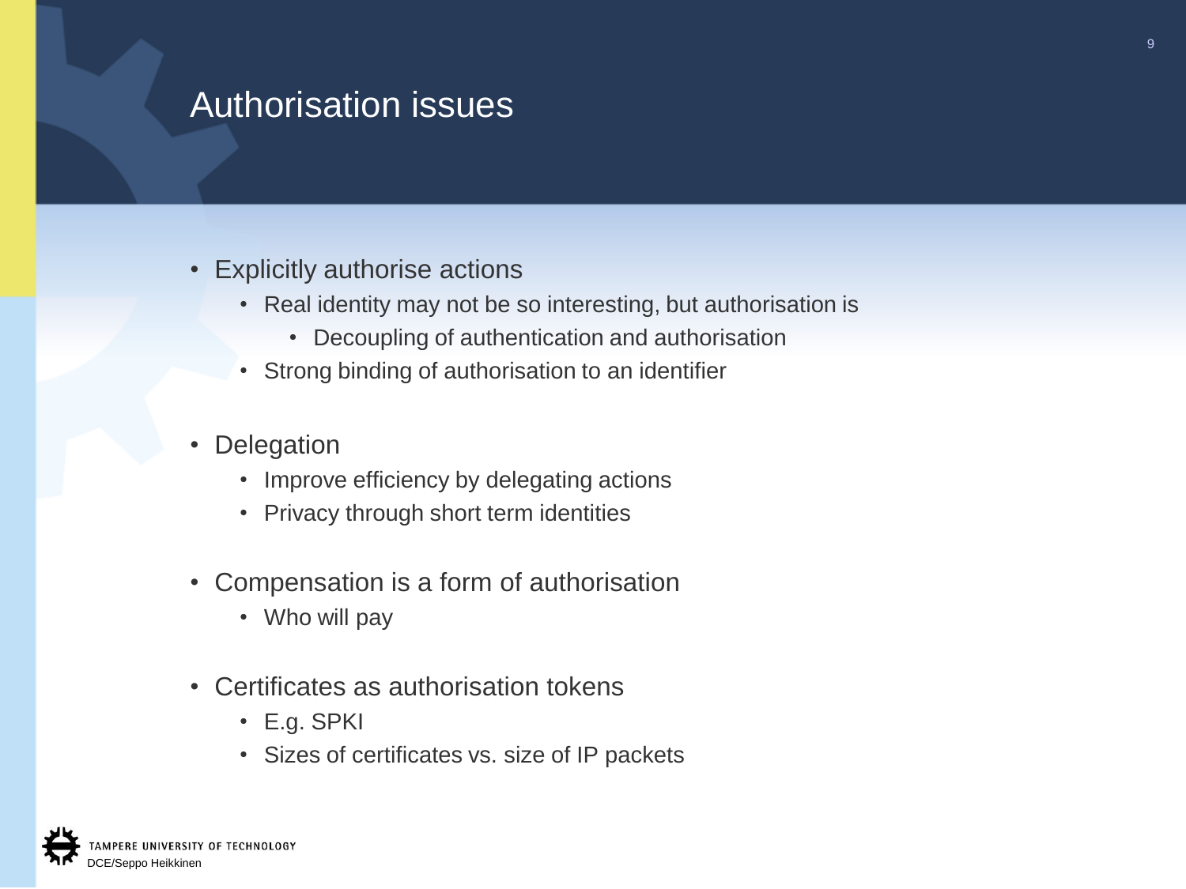# Authorisation issues

- Explicitly authorise actions
  - Real identity may not be so interesting, but authorisation is
    - Decoupling of authentication and authorisation
  - Strong binding of authorisation to an identifier

- Delegation
  - Improve efficiency by delegating actions
  - Privacy through short term identities

- Compensation is a form of authorisation
  - Who will pay

- Certificates as authorisation tokens
  - E.g. SPKI
  - Sizes of certificates vs. size of IP packets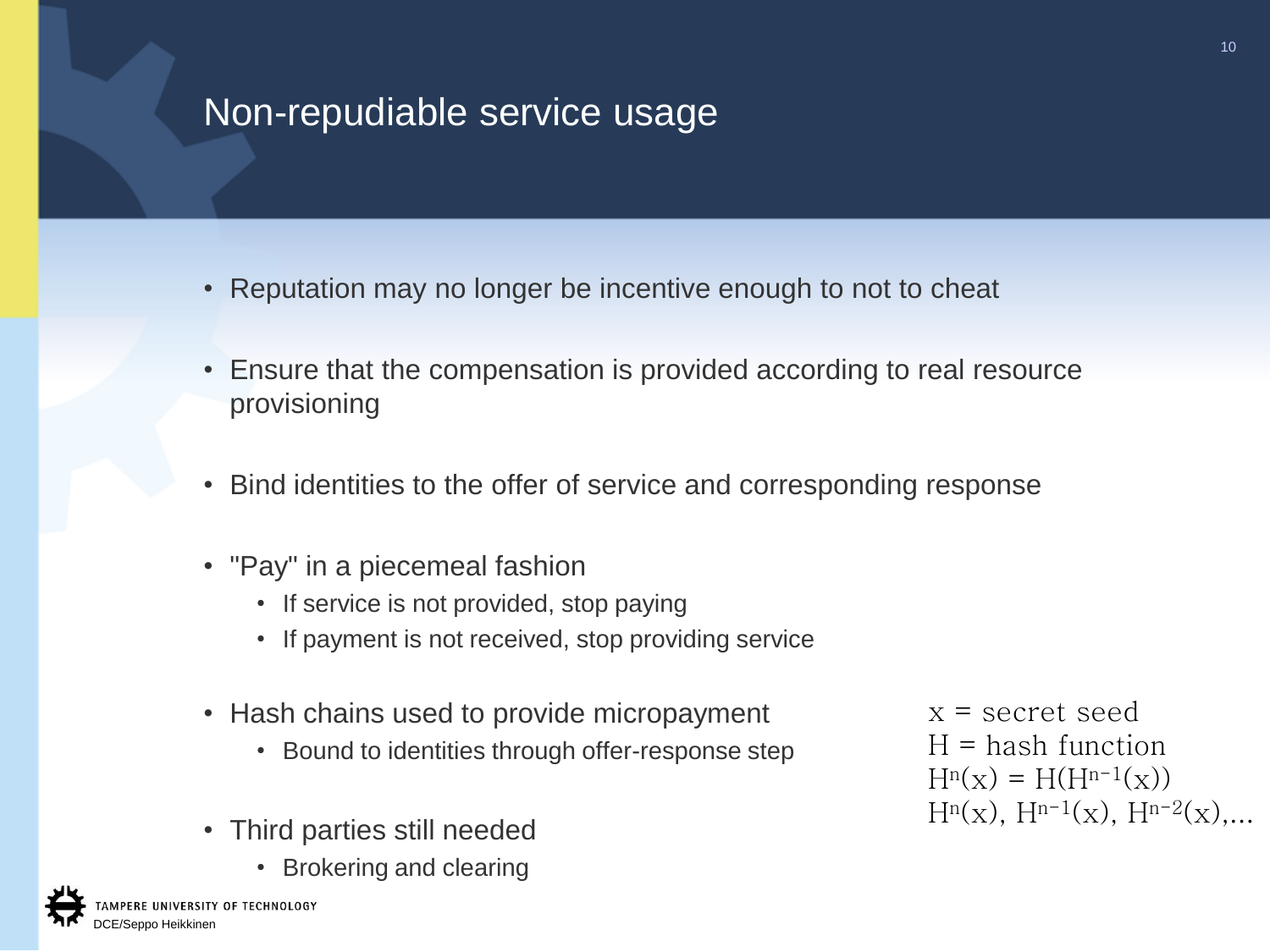# Non-repudiable service usage

- Reputation may no longer be incentive enough to not to cheat
- Ensure that the compensation is provided according to real resource provisioning
- Bind identities to the offer of service and corresponding response
- "Pay" in a piecemeal fashion
  - If service is not provided, stop paying
  - If payment is not received, stop providing service
- Hash chains used to provide micropayment
  - Bound to identities through offer-response step
- Third parties still needed
  - Brokering and clearing

$x$ = secret seed
$H$ = hash function
$H^n(x) = H(H^{n-1}(x))$
$H^n(x), H^{n-1}(x), H^{n-2}(x), \ldots$

TAMPERE UNIVERSITY OF TECHNOLOGY
DCE/Seppo Heikkinen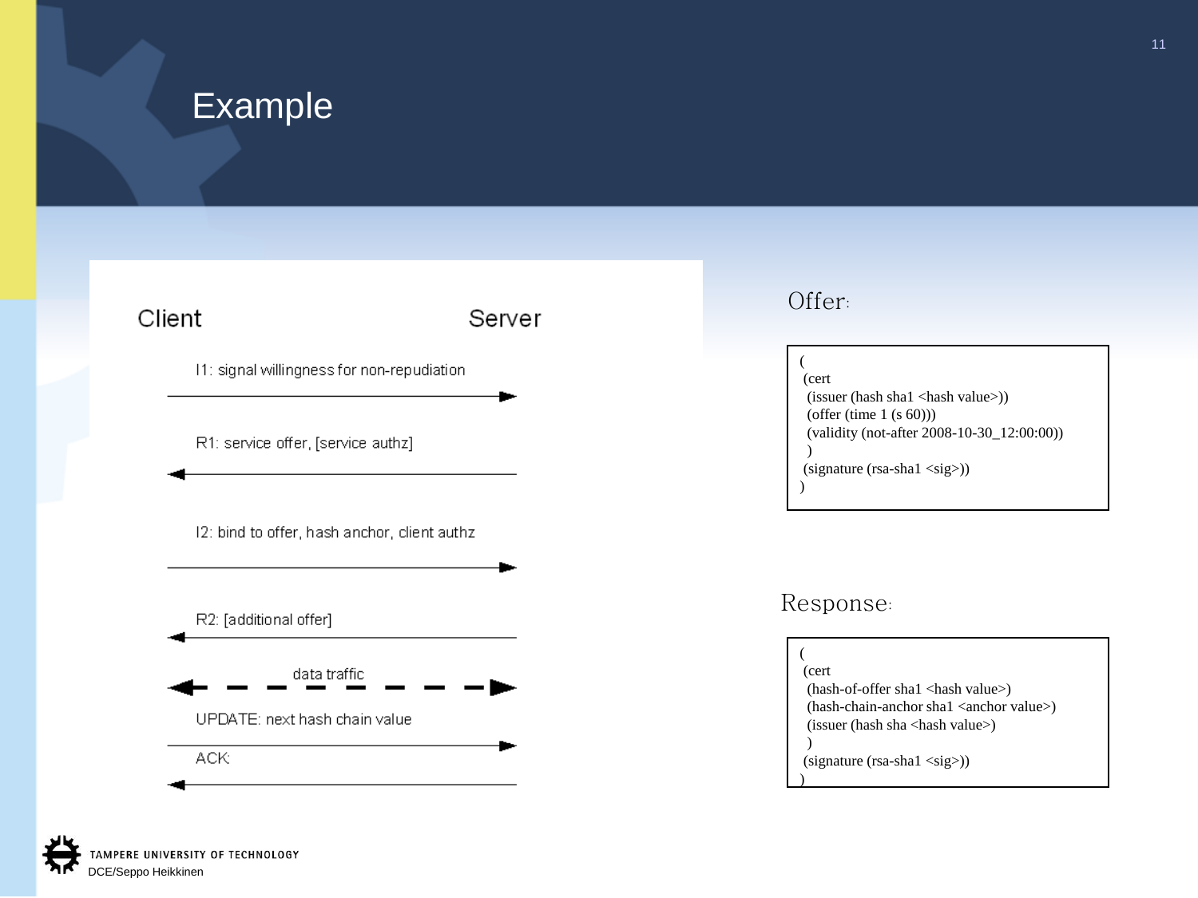# Example

Client — Server

- I1: signal willingness for non-repudiation (Client → Server)
- R1: service offer, [service authz] (Server → Client)
- I2: bind to offer, hash anchor, client authz (Client → Server)
- R2: [additional offer] (Server → Client)
- data traffic (Client ↔ Server)
- UPDATE: next hash chain value (Client → Server)
- ACK: (Server → Client)

Offer:

```
(
 (cert
  (issuer (hash sha1 <hash value>))
  (offer (time 1 (s 60)))
  (validity (not-after 2008-10-30_12:00:00))
  )
 (signature (rsa-sha1 <sig>))
)
```

Response:

```
(
 (cert
  (hash-of-offer sha1 <hash value>)
  (hash-chain-anchor sha1 <anchor value>)
  (issuer (hash sha <hash value>)
  )
 (signature (rsa-sha1 <sig>))
)
```

TAMPERE UNIVERSITY OF TECHNOLOGY
DCE/Seppo Heikkinen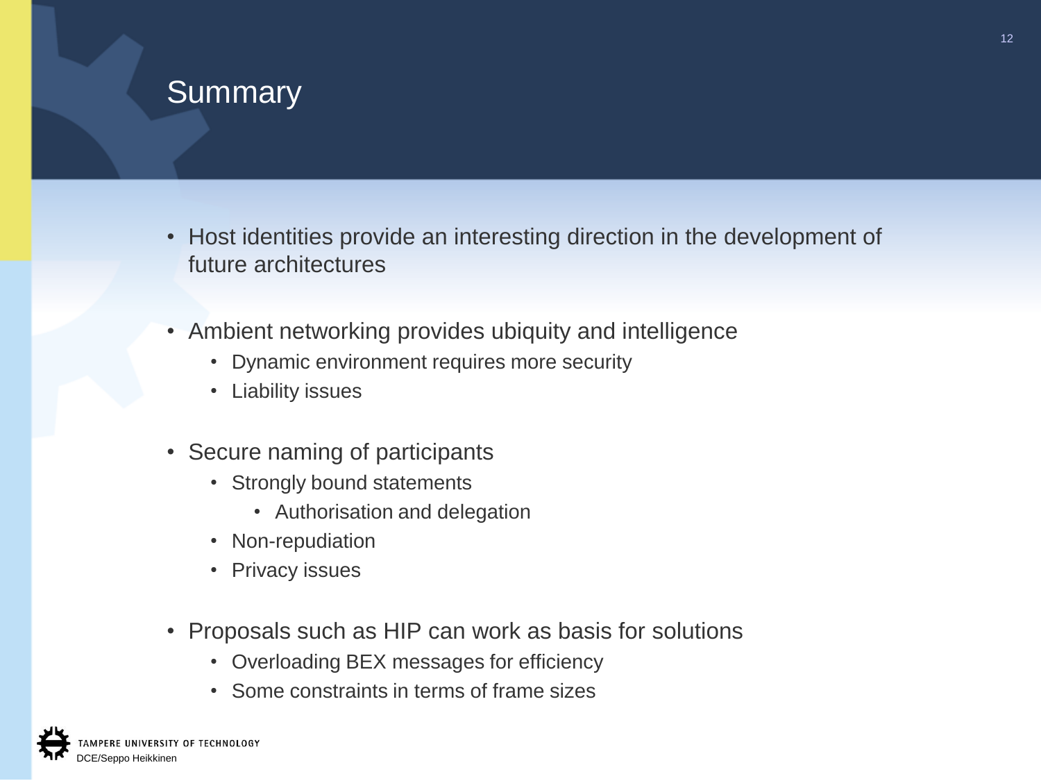# Summary

- Host identities provide an interesting direction in the development of future architectures
- Ambient networking provides ubiquity and intelligence
  - Dynamic environment requires more security
  - Liability issues
- Secure naming of participants
  - Strongly bound statements
    - Authorisation and delegation
  - Non-repudiation
  - Privacy issues
- Proposals such as HIP can work as basis for solutions
  - Overloading BEX messages for efficiency
  - Some constraints in terms of frame sizes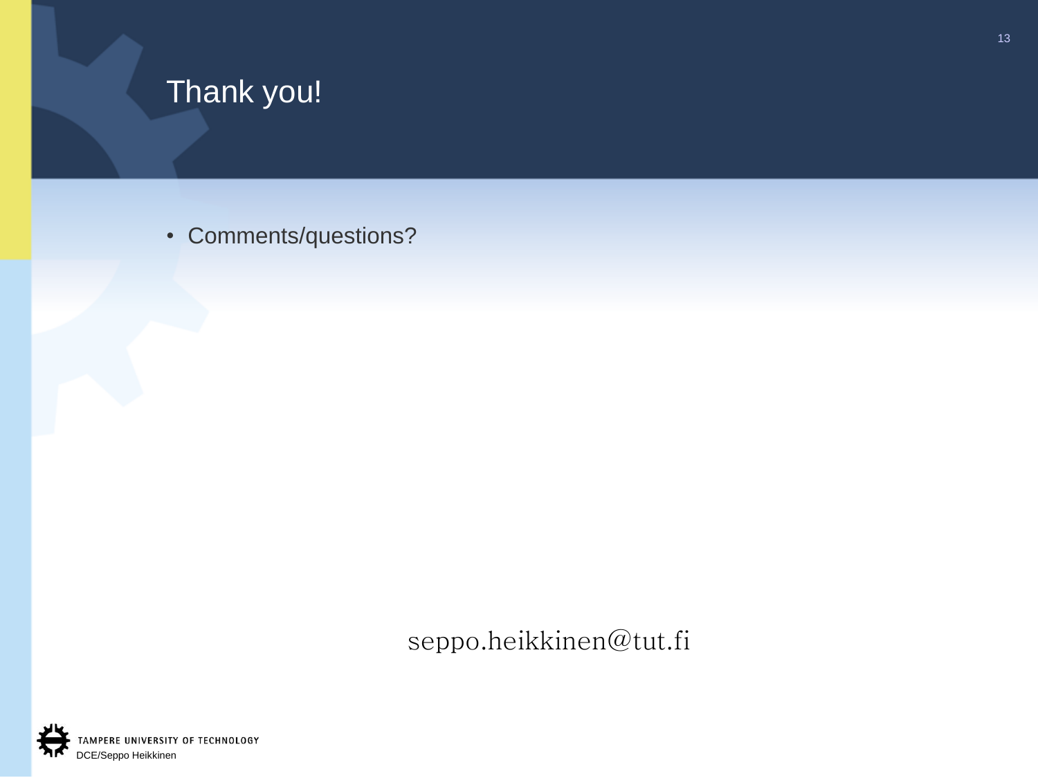# Thank you!

- Comments/questions?

seppo.heikkinen@tut.fi